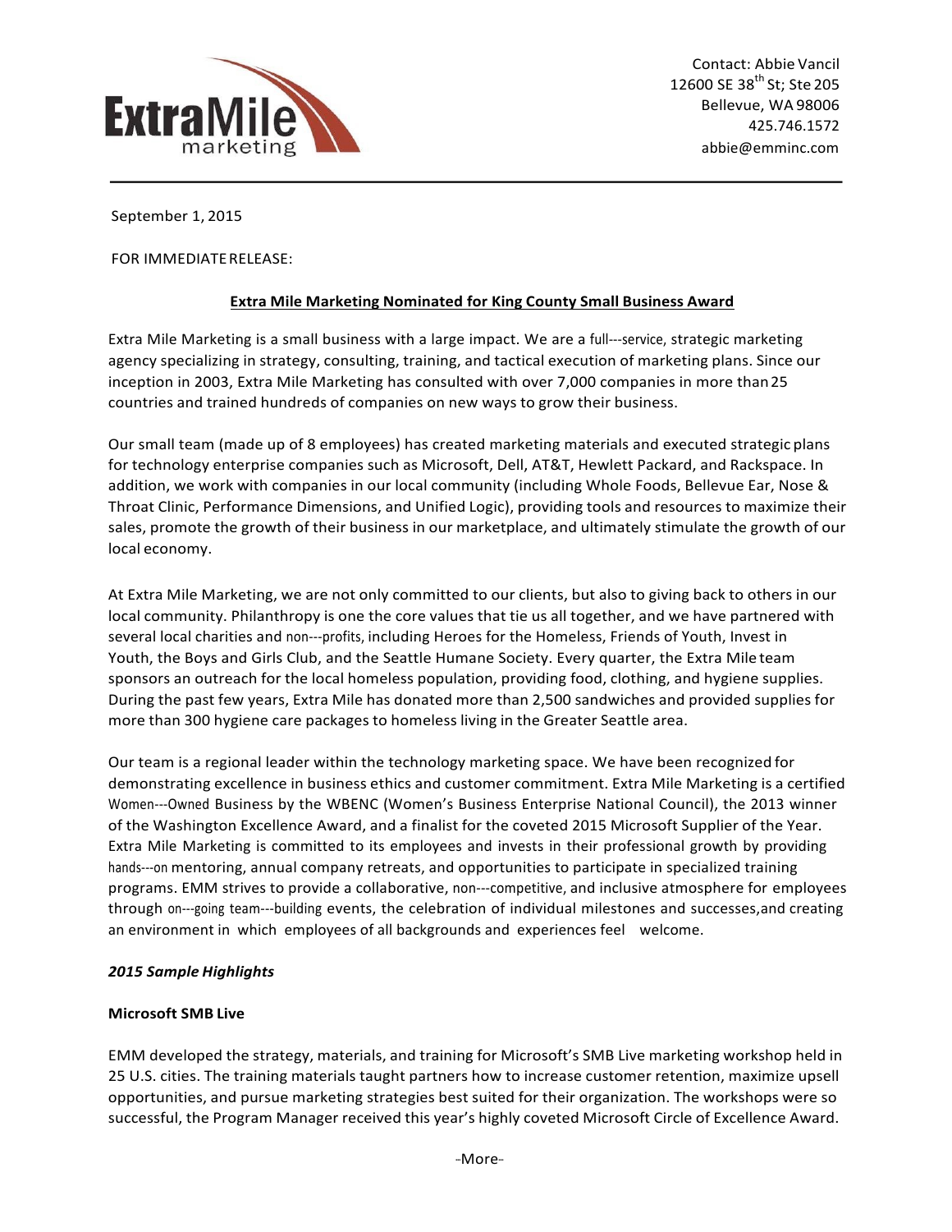Contact: Abbie Vancil
12600 SE 38th St; Ste 205
Bellevue, WA 98006
425.746.1572
abbie@emminc.com

September 1, 2015

FOR IMMEDIATE RELEASE:

**Extra Mile Marketing Nominated for King County Small Business Award**

Extra Mile Marketing is a small business with a large impact. We are a full---service, strategic marketing agency specializing in strategy, consulting, training, and tactical execution of marketing plans. Since our inception in 2003, Extra Mile Marketing has consulted with over 7,000 companies in more than 25 countries and trained hundreds of companies on new ways to grow their business.

Our small team (made up of 8 employees) has created marketing materials and executed strategic plans for technology enterprise companies such as Microsoft, Dell, AT&T, Hewlett Packard, and Rackspace. In addition, we work with companies in our local community (including Whole Foods, Bellevue Ear, Nose & Throat Clinic, Performance Dimensions, and Unified Logic), providing tools and resources to maximize their sales, promote the growth of their business in our marketplace, and ultimately stimulate the growth of our local economy.

At Extra Mile Marketing, we are not only committed to our clients, but also to giving back to others in our local community. Philanthropy is one the core values that tie us all together, and we have partnered with several local charities and non---profits, including Heroes for the Homeless, Friends of Youth, Invest in Youth, the Boys and Girls Club, and the Seattle Humane Society. Every quarter, the Extra Mile team sponsors an outreach for the local homeless population, providing food, clothing, and hygiene supplies. During the past few years, Extra Mile has donated more than 2,500 sandwiches and provided supplies for more than 300 hygiene care packages to homeless living in the Greater Seattle area.

Our team is a regional leader within the technology marketing space. We have been recognized for demonstrating excellence in business ethics and customer commitment. Extra Mile Marketing is a certified Women---Owned Business by the WBENC (Women's Business Enterprise National Council), the 2013 winner of the Washington Excellence Award, and a finalist for the coveted 2015 Microsoft Supplier of the Year. Extra Mile Marketing is committed to its employees and invests in their professional growth by providing hands---on mentoring, annual company retreats, and opportunities to participate in specialized training programs. EMM strives to provide a collaborative, non---competitive, and inclusive atmosphere for employees through on---going team---building events, the celebration of individual milestones and successes, and creating an environment in which employees of all backgrounds and experiences feel welcome.

***2015 Sample Highlights***

**Microsoft SMB Live**

EMM developed the strategy, materials, and training for Microsoft's SMB Live marketing workshop held in 25 U.S. cities. The training materials taught partners how to increase customer retention, maximize upsell opportunities, and pursue marketing strategies best suited for their organization. The workshops were so successful, the Program Manager received this year's highly coveted Microsoft Circle of Excellence Award.

--More--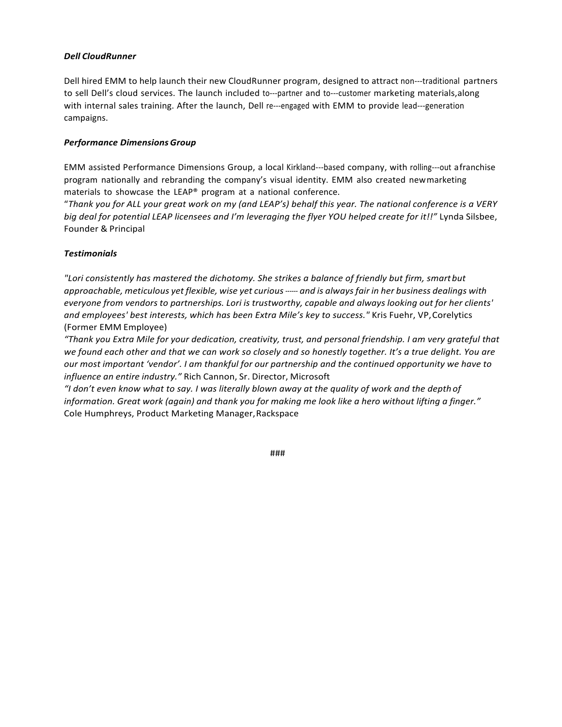***Dell CloudRunner***

Dell hired EMM to help launch their new CloudRunner program, designed to attract non---traditional partners to sell Dell's cloud services. The launch included to---partner and to---customer marketing materials, along with internal sales training. After the launch, Dell re---engaged with EMM to provide lead---generation campaigns.

***Performance Dimensions Group***

EMM assisted Performance Dimensions Group, a local Kirkland---based company, with rolling---out a franchise program nationally and rebranding the company's visual identity. EMM also created new marketing materials to showcase the LEAP® program at a national conference.

"*Thank you for ALL your great work on my (and LEAP's) behalf this year. The national conference is a VERY big deal for potential LEAP licensees and I'm leveraging the flyer YOU helped create for it!!"* Lynda Silsbee, Founder & Principal

***Testimonials***

*"Lori consistently has mastered the dichotomy. She strikes a balance of friendly but firm, smart but approachable, meticulous yet flexible, wise yet curious ------ and is always fair in her business dealings with everyone from vendors to partnerships. Lori is trustworthy, capable and always looking out for her clients' and employees' best interests, which has been Extra Mile's key to success."* Kris Fuehr, VP, Corelytics (Former EMM Employee)

*"Thank you Extra Mile for your dedication, creativity, trust, and personal friendship. I am very grateful that we found each other and that we can work so closely and so honestly together. It's a true delight. You are our most important 'vendor'. I am thankful for our partnership and the continued opportunity we have to influence an entire industry."* Rich Cannon, Sr. Director, Microsoft

*"I don't even know what to say. I was literally blown away at the quality of work and the depth of information. Great work (again) and thank you for making me look like a hero without lifting a finger."* Cole Humphreys, Product Marketing Manager, Rackspace

###